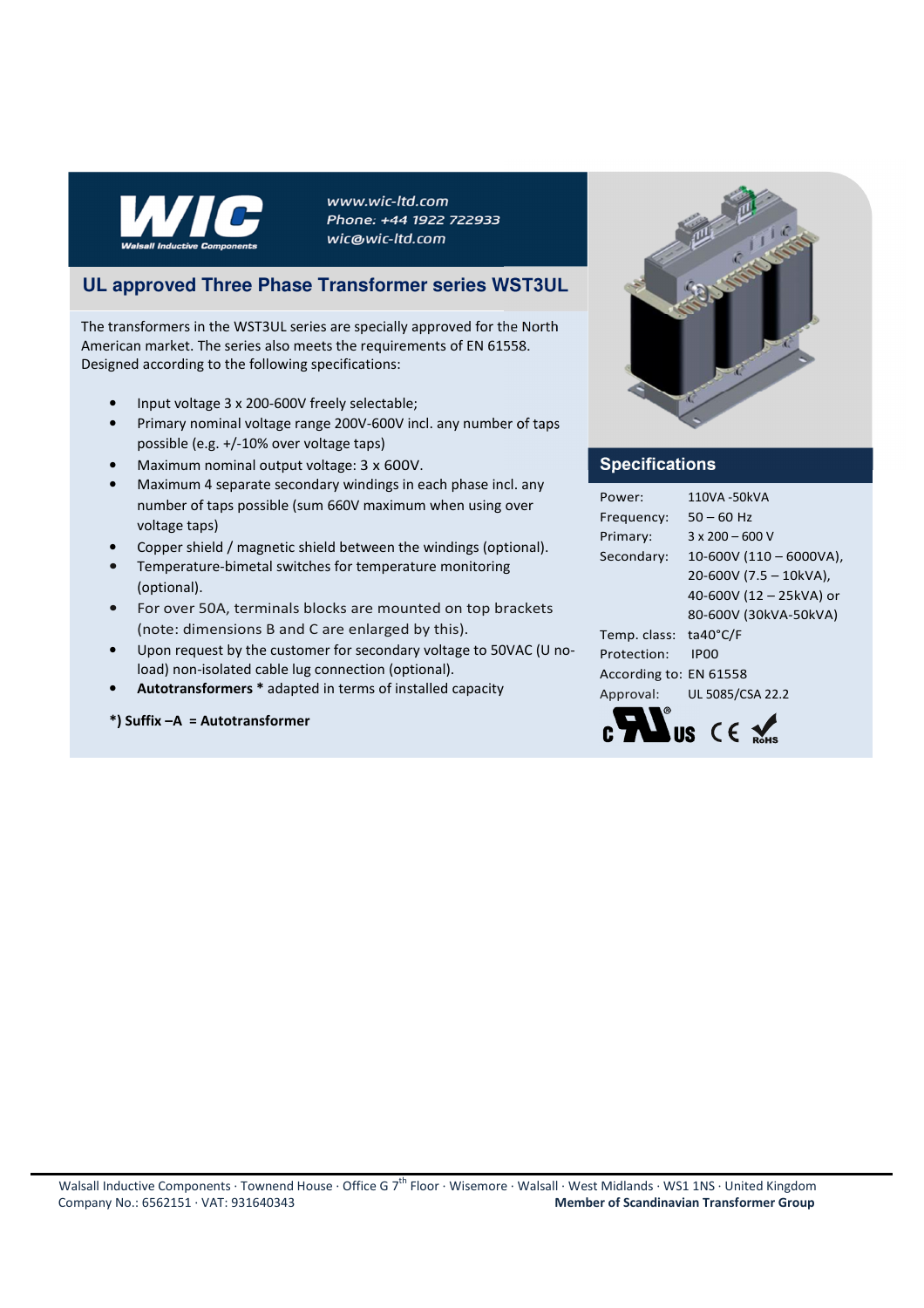WIC
Walsall Inductive Components

www.wic-ltd.com
Phone: +44 1922 722933
wic@wic-ltd.com

# UL approved Three Phase Transformer series WST3UL

The transformers in the WST3UL series are specially approved for the North American market. The series also meets the requirements of EN 61558. Designed according to the following specifications:

- Input voltage 3 x 200-600V freely selectable;
- Primary nominal voltage range 200V-600V incl. any number of taps possible (e.g. +/-10% over voltage taps)
- Maximum nominal output voltage: 3 x 600V.
- Maximum 4 separate secondary windings in each phase incl. any number of taps possible (sum 660V maximum when using over voltage taps)
- Copper shield / magnetic shield between the windings (optional).
- Temperature-bimetal switches for temperature monitoring (optional).
- For over 50A, terminals blocks are mounted on top brackets (note: dimensions B and C are enlarged by this).
- Upon request by the customer for secondary voltage to 50VAC (U no-load) non-isolated cable lug connection (optional).
- **Autotransformers *** adapted in terms of installed capacity

**\*) Suffix –A = Autotransformer**

## Specifications

| | |
|---|---|
| Power: | 110VA -50kVA |
| Frequency: | 50 – 60 Hz |
| Primary: | 3 x 200 – 600 V |
| Secondary: | 10-600V (110 – 6000VA), 20-600V (7.5 – 10kVA), 40-600V (12 – 25kVA) or 80-600V (30kVA-50kVA) |
| Temp. class: | ta40°C/F |
| Protection: | IP00 |
| According to: | EN 61558 |
| Approval: | UL 5085/CSA 22.2 |

Walsall Inductive Components · Townend House · Office G 7th Floor · Wisemore · Walsall · West Midlands · WS1 1NS · United Kingdom
Company No.: 6562151 · VAT: 931640343 **Member of Scandinavian Transformer Group**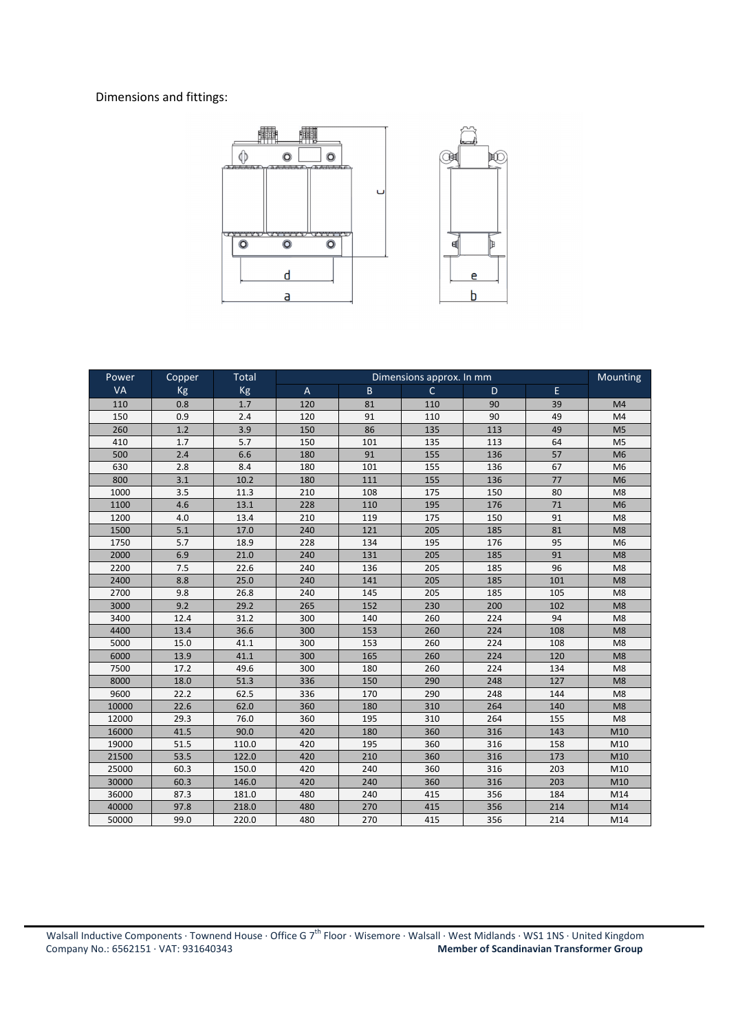Dimensions and fittings:

c

d

a

e

b

| Power | Copper | Total | Dimensions approx. In mm | | | | | Mounting |
|---|---|---|---|---|---|---|---|---|
| VA | Kg | Kg | A | B | C | D | E | |
| 110 | 0.8 | 1.7 | 120 | 81 | 110 | 90 | 39 | M4 |
| 150 | 0.9 | 2.4 | 120 | 91 | 110 | 90 | 49 | M4 |
| 260 | 1.2 | 3.9 | 150 | 86 | 135 | 113 | 49 | M5 |
| 410 | 1.7 | 5.7 | 150 | 101 | 135 | 113 | 64 | M5 |
| 500 | 2.4 | 6.6 | 180 | 91 | 155 | 136 | 57 | M6 |
| 630 | 2.8 | 8.4 | 180 | 101 | 155 | 136 | 67 | M6 |
| 800 | 3.1 | 10.2 | 180 | 111 | 155 | 136 | 77 | M6 |
| 1000 | 3.5 | 11.3 | 210 | 108 | 175 | 150 | 80 | M8 |
| 1100 | 4.6 | 13.1 | 228 | 110 | 195 | 176 | 71 | M6 |
| 1200 | 4.0 | 13.4 | 210 | 119 | 175 | 150 | 91 | M8 |
| 1500 | 5.1 | 17.0 | 240 | 121 | 205 | 185 | 81 | M8 |
| 1750 | 5.7 | 18.9 | 228 | 134 | 195 | 176 | 95 | M6 |
| 2000 | 6.9 | 21.0 | 240 | 131 | 205 | 185 | 91 | M8 |
| 2200 | 7.5 | 22.6 | 240 | 136 | 205 | 185 | 96 | M8 |
| 2400 | 8.8 | 25.0 | 240 | 141 | 205 | 185 | 101 | M8 |
| 2700 | 9.8 | 26.8 | 240 | 145 | 205 | 185 | 105 | M8 |
| 3000 | 9.2 | 29.2 | 265 | 152 | 230 | 200 | 102 | M8 |
| 3400 | 12.4 | 31.2 | 300 | 140 | 260 | 224 | 94 | M8 |
| 4400 | 13.4 | 36.6 | 300 | 153 | 260 | 224 | 108 | M8 |
| 5000 | 15.0 | 41.1 | 300 | 153 | 260 | 224 | 108 | M8 |
| 6000 | 13.9 | 41.1 | 300 | 165 | 260 | 224 | 120 | M8 |
| 7500 | 17.2 | 49.6 | 300 | 180 | 260 | 224 | 134 | M8 |
| 8000 | 18.0 | 51.3 | 336 | 150 | 290 | 248 | 127 | M8 |
| 9600 | 22.2 | 62.5 | 336 | 170 | 290 | 248 | 144 | M8 |
| 10000 | 22.6 | 62.0 | 360 | 180 | 310 | 264 | 140 | M8 |
| 12000 | 29.3 | 76.0 | 360 | 195 | 310 | 264 | 155 | M8 |
| 16000 | 41.5 | 90.0 | 420 | 180 | 360 | 316 | 143 | M10 |
| 19000 | 51.5 | 110.0 | 420 | 195 | 360 | 316 | 158 | M10 |
| 21500 | 53.5 | 122.0 | 420 | 210 | 360 | 316 | 173 | M10 |
| 25000 | 60.3 | 150.0 | 420 | 240 | 360 | 316 | 203 | M10 |
| 30000 | 60.3 | 146.0 | 420 | 240 | 360 | 316 | 203 | M10 |
| 36000 | 87.3 | 181.0 | 480 | 240 | 415 | 356 | 184 | M14 |
| 40000 | 97.8 | 218.0 | 480 | 270 | 415 | 356 | 214 | M14 |
| 50000 | 99.0 | 220.0 | 480 | 270 | 415 | 356 | 214 | M14 |

Walsall Inductive Components · Townend House · Office G 7th Floor · Wisemore · Walsall · West Midlands · WS1 1NS · United Kingdom
Company No.: 6562151 · VAT: 931640343 **Member of Scandinavian Transformer Group**